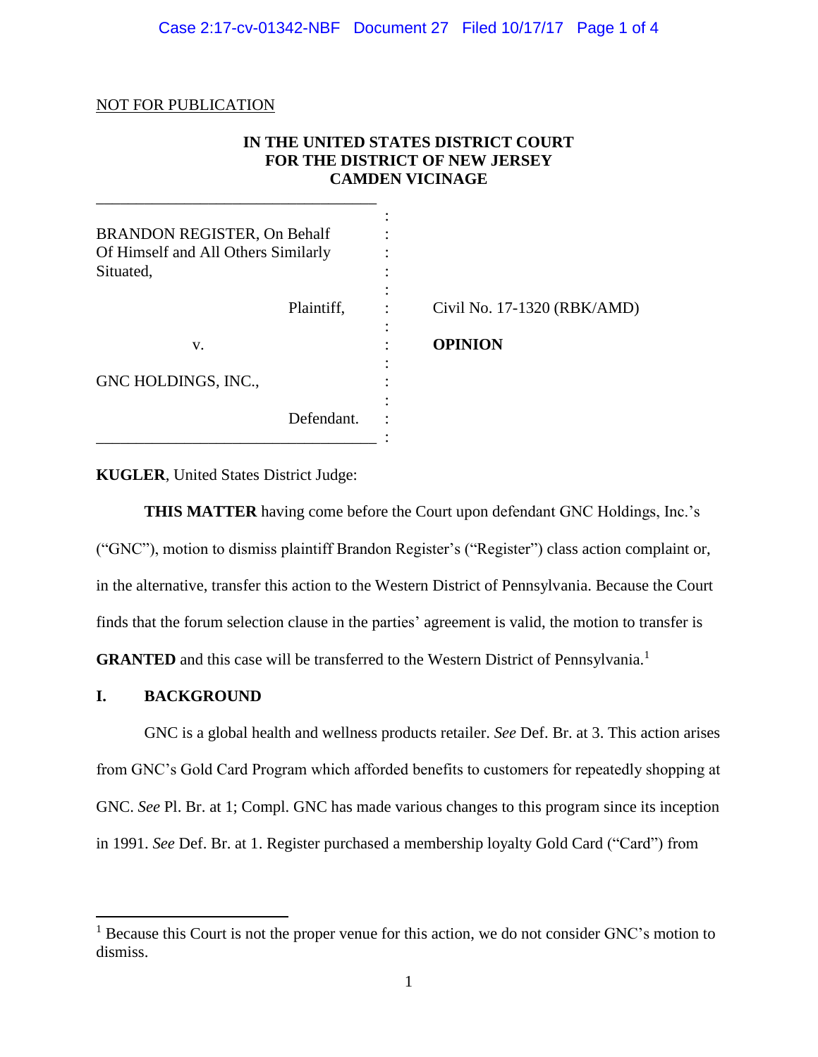NOT FOR PUBLICATION

**IN THE UNITED STATES DISTRICT COURT**
**FOR THE DISTRICT OF NEW JERSEY**
**CAMDEN VICINAGE**

| | | |
|---|---|---|
| BRANDON REGISTER, On Behalf Of Himself and All Others Similarly Situated, | : | |
| Plaintiff, | : | Civil No. 17-1320 (RBK/AMD) |
| v. | : | **OPINION** |
| GNC HOLDINGS, INC., | : | |
| Defendant. | : | |

**KUGLER**, United States District Judge:

**THIS MATTER** having come before the Court upon defendant GNC Holdings, Inc.'s ("GNC"), motion to dismiss plaintiff Brandon Register's ("Register") class action complaint or, in the alternative, transfer this action to the Western District of Pennsylvania. Because the Court finds that the forum selection clause in the parties' agreement is valid, the motion to transfer is **GRANTED** and this case will be transferred to the Western District of Pennsylvania.[1]

## I. BACKGROUND

GNC is a global health and wellness products retailer. *See* Def. Br. at 3. This action arises from GNC's Gold Card Program which afforded benefits to customers for repeatedly shopping at GNC. *See* Pl. Br. at 1; Compl. GNC has made various changes to this program since its inception in 1991. *See* Def. Br. at 1. Register purchased a membership loyalty Gold Card ("Card") from

[1] Because this Court is not the proper venue for this action, we do not consider GNC's motion to dismiss.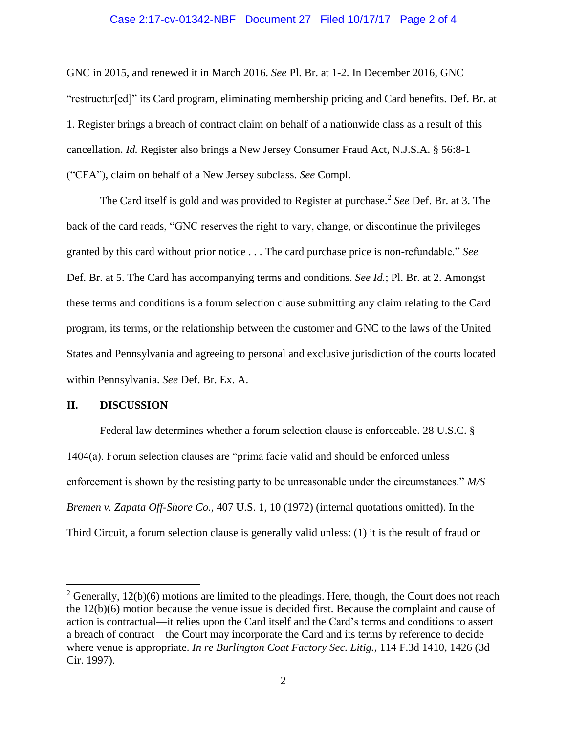GNC in 2015, and renewed it in March 2016. *See* Pl. Br. at 1-2. In December 2016, GNC "restructur[ed]" its Card program, eliminating membership pricing and Card benefits. Def. Br. at 1. Register brings a breach of contract claim on behalf of a nationwide class as a result of this cancellation. *Id.* Register also brings a New Jersey Consumer Fraud Act, N.J.S.A. § 56:8-1 ("CFA"), claim on behalf of a New Jersey subclass. *See* Compl.

The Card itself is gold and was provided to Register at purchase.[2] *See* Def. Br. at 3. The back of the card reads, "GNC reserves the right to vary, change, or discontinue the privileges granted by this card without prior notice . . . The card purchase price is non-refundable." *See* Def. Br. at 5. The Card has accompanying terms and conditions. *See Id.*; Pl. Br. at 2. Amongst these terms and conditions is a forum selection clause submitting any claim relating to the Card program, its terms, or the relationship between the customer and GNC to the laws of the United States and Pennsylvania and agreeing to personal and exclusive jurisdiction of the courts located within Pennsylvania. *See* Def. Br. Ex. A.

## II. DISCUSSION

Federal law determines whether a forum selection clause is enforceable. 28 U.S.C. § 1404(a). Forum selection clauses are "prima facie valid and should be enforced unless enforcement is shown by the resisting party to be unreasonable under the circumstances." *M/S Bremen v. Zapata Off-Shore Co.*, 407 U.S. 1, 10 (1972) (internal quotations omitted). In the Third Circuit, a forum selection clause is generally valid unless: (1) it is the result of fraud or

---

[2] Generally, 12(b)(6) motions are limited to the pleadings. Here, though, the Court does not reach the 12(b)(6) motion because the venue issue is decided first. Because the complaint and cause of action is contractual—it relies upon the Card itself and the Card's terms and conditions to assert a breach of contract—the Court may incorporate the Card and its terms by reference to decide where venue is appropriate. *In re Burlington Coat Factory Sec. Litig.*, 114 F.3d 1410, 1426 (3d Cir. 1997).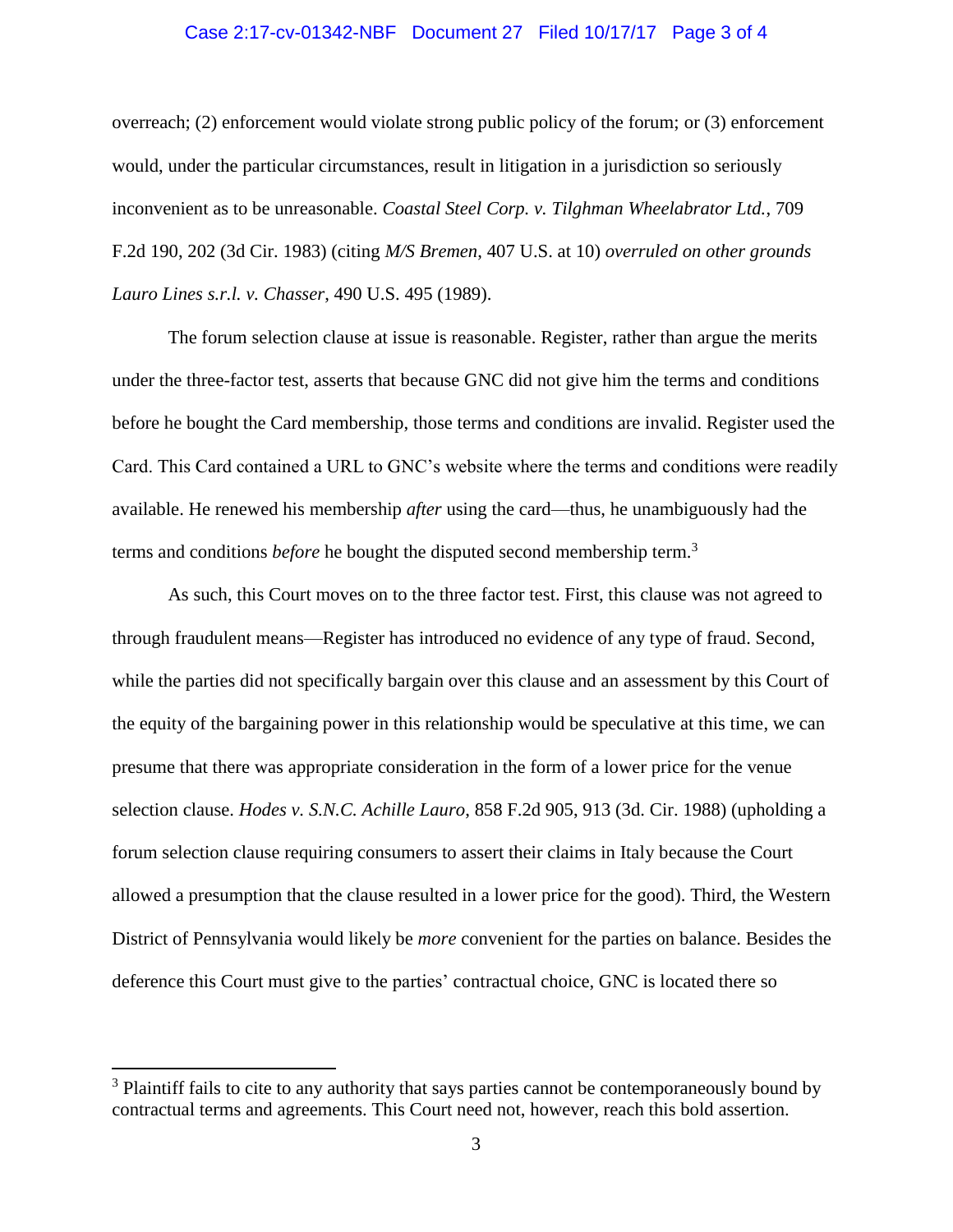overreach; (2) enforcement would violate strong public policy of the forum; or (3) enforcement would, under the particular circumstances, result in litigation in a jurisdiction so seriously inconvenient as to be unreasonable. *Coastal Steel Corp. v. Tilghman Wheelabrator Ltd.*, 709 F.2d 190, 202 (3d Cir. 1983) (citing *M/S Bremen*, 407 U.S. at 10) *overruled on other grounds Lauro Lines s.r.l. v. Chasser*, 490 U.S. 495 (1989).

The forum selection clause at issue is reasonable. Register, rather than argue the merits under the three-factor test, asserts that because GNC did not give him the terms and conditions before he bought the Card membership, those terms and conditions are invalid. Register used the Card. This Card contained a URL to GNC's website where the terms and conditions were readily available. He renewed his membership *after* using the card—thus, he unambiguously had the terms and conditions *before* he bought the disputed second membership term.[3]

As such, this Court moves on to the three factor test. First, this clause was not agreed to through fraudulent means—Register has introduced no evidence of any type of fraud. Second, while the parties did not specifically bargain over this clause and an assessment by this Court of the equity of the bargaining power in this relationship would be speculative at this time, we can presume that there was appropriate consideration in the form of a lower price for the venue selection clause. *Hodes v. S.N.C. Achille Lauro*, 858 F.2d 905, 913 (3d. Cir. 1988) (upholding a forum selection clause requiring consumers to assert their claims in Italy because the Court allowed a presumption that the clause resulted in a lower price for the good). Third, the Western District of Pennsylvania would likely be *more* convenient for the parties on balance. Besides the deference this Court must give to the parties' contractual choice, GNC is located there so

[3] Plaintiff fails to cite to any authority that says parties cannot be contemporaneously bound by contractual terms and agreements. This Court need not, however, reach this bold assertion.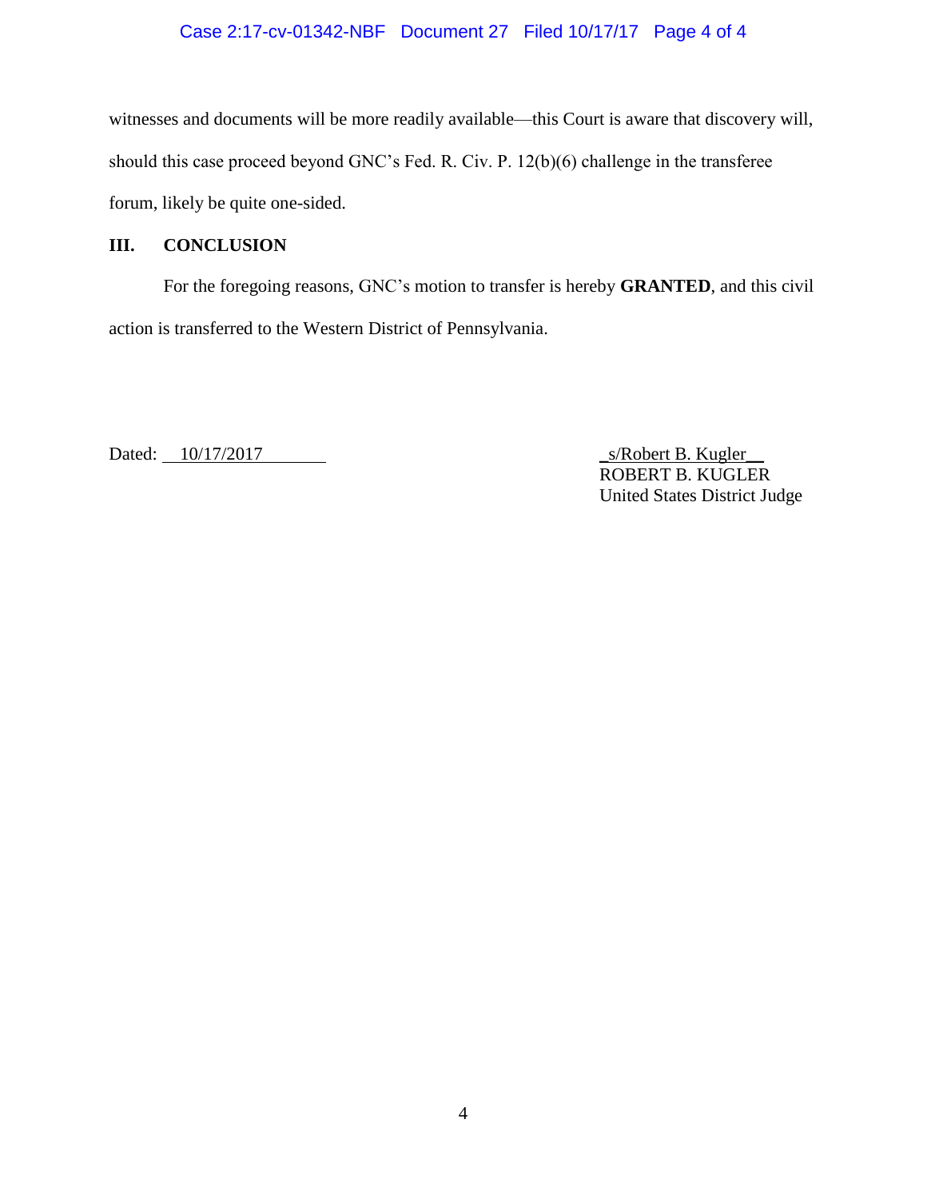witnesses and documents will be more readily available—this Court is aware that discovery will, should this case proceed beyond GNC's Fed. R. Civ. P. 12(b)(6) challenge in the transferee forum, likely be quite one-sided.

## III. CONCLUSION

For the foregoing reasons, GNC's motion to transfer is hereby **GRANTED**, and this civil action is transferred to the Western District of Pennsylvania.

Dated: 10/17/2017

s/Robert B. Kugler
ROBERT B. KUGLER
United States District Judge